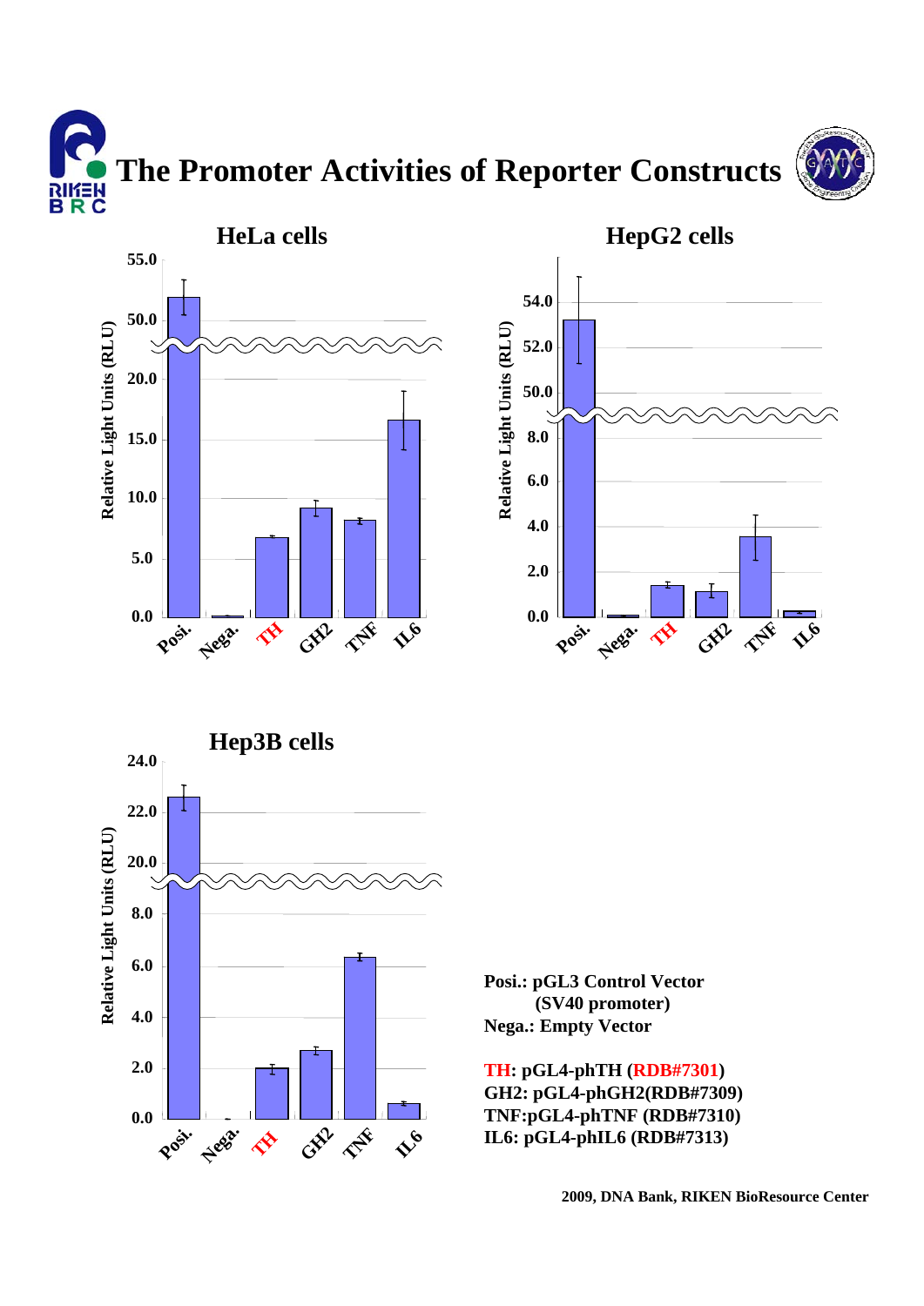# The Promoter Activities of Reporter Constructs

## HeLa cells

## HepG2 cells

## Hep3B cells

**Posi.: pGL3 Control Vector (SV40 promoter)**
**Nega.: Empty Vector**

**TH: pGL4-phTH (RDB#7301)**
**GH2: pGL4-phGH2(RDB#7309)**
**TNF:pGL4-phTNF (RDB#7310)**
**IL6: pGL4-phIL6 (RDB#7313)**

**2009, DNA Bank, RIKEN BioResource Center**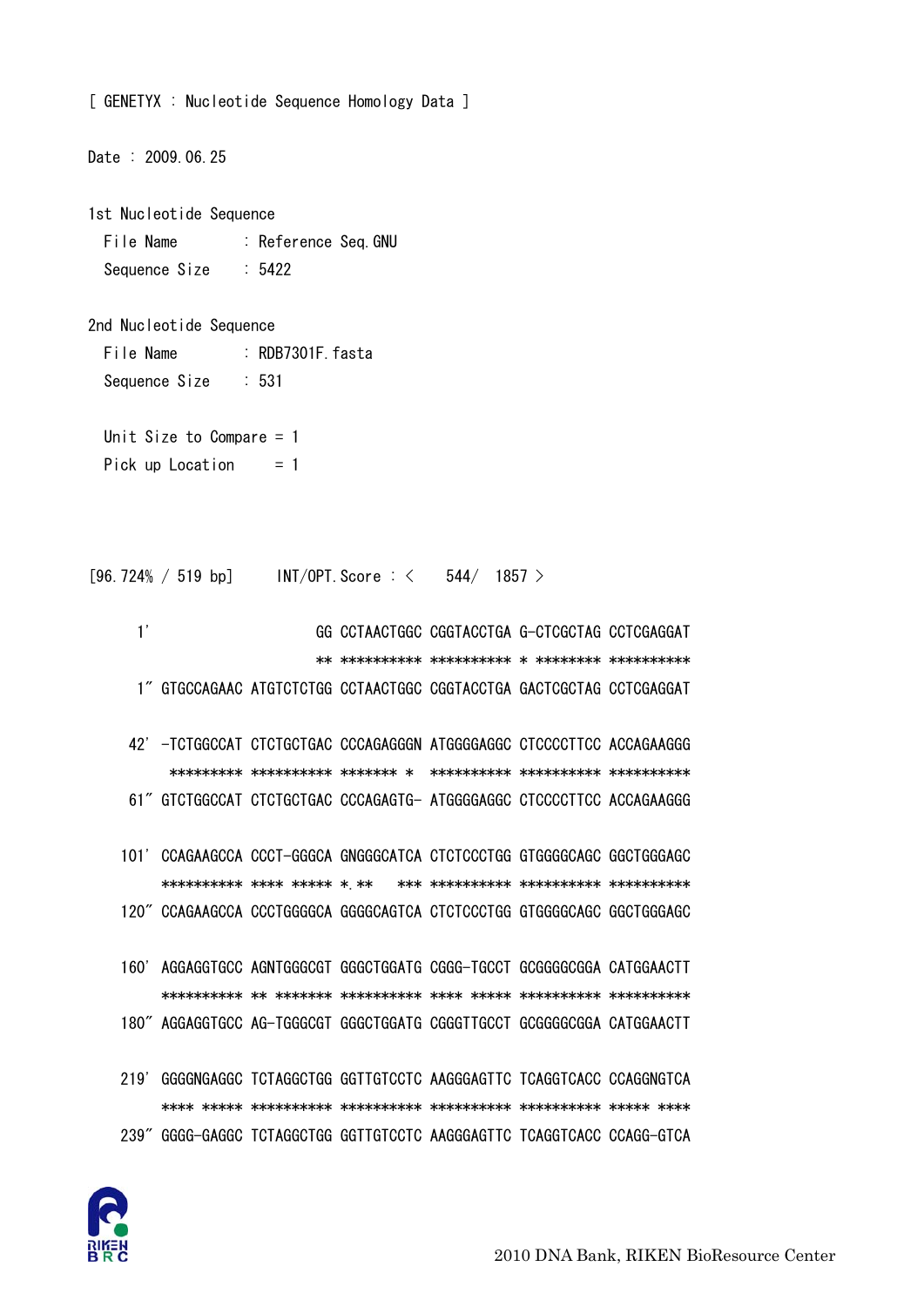[ GENETYX : Nucleotide Sequence Homology Data ]

Date : 2009.06.25

1st Nucleotide Sequence
  File Name      : Reference Seq.GNU
  Sequence Size  : 5422

2nd Nucleotide Sequence
  File Name      : RDB7301F.fasta
  Sequence Size  : 531

  Unit Size to Compare = 1
  Pick up Location     = 1

[96.724% / 519 bp]     INT/OPT.Score : <    544/  1857 >

```
   1'                       GG CCTAACTGGC CGGTACCTGA G-CTCGCTAG CCTCGAGGAT
                            ** ********** ********** * ******** **********
   1" GTGCCAGAAC ATGTCTCTGG CCTAACTGGC CGGTACCTGA GACTCGCTAG CCTCGAGGAT

  42' -TCTGGCCAT CTCTGCTGAC CCCAGAGGGN ATGGGGAGGC CTCCCCTTCC ACCAGAAGGG
       ********* ********** ******* *  ********** ********** **********
  61" GTCTGGCCAT CTCTGCTGAC CCCAGAGTG- ATGGGGAGGC CTCCCCTTCC ACCAGAAGGG

 101' CCAGAAGCCA CCCT-GGGCA GNGGGCATCA CTCTCCCTGG GTGGGGCAGC GGCTGGGAGC
      ********** **** ***** *.**   *** ********** ********** **********
 120" CCAGAAGCCA CCCTGGGGCA GGGGCAGTCA CTCTCCCTGG GTGGGGCAGC GGCTGGGAGC

 160' AGGAGGTGCC AGNTGGGCGT GGGCTGGATG CGGG-TGCCT GCGGGGCGGA CATGGAACTT
      ********** ** ******* ********** **** ***** ********** **********
 180" AGGAGGTGCC AG-TGGGCGT GGGCTGGATG CGGGTTGCCT GCGGGGCGGA CATGGAACTT

 219' GGGGNGAGGC TCTAGGCTGG GGTTGTCCTC AAGGGAGTTC TCAGGTCACC CCAGGNGTCA
      **** ***** ********** ********** ********** ********** ***** ****
 239" GGGG-GAGGC TCTAGGCTGG GGTTGTCCTC AAGGGAGTTC TCAGGTCACC CCAGG-GTCA
```

2010 DNA Bank, RIKEN BioResource Center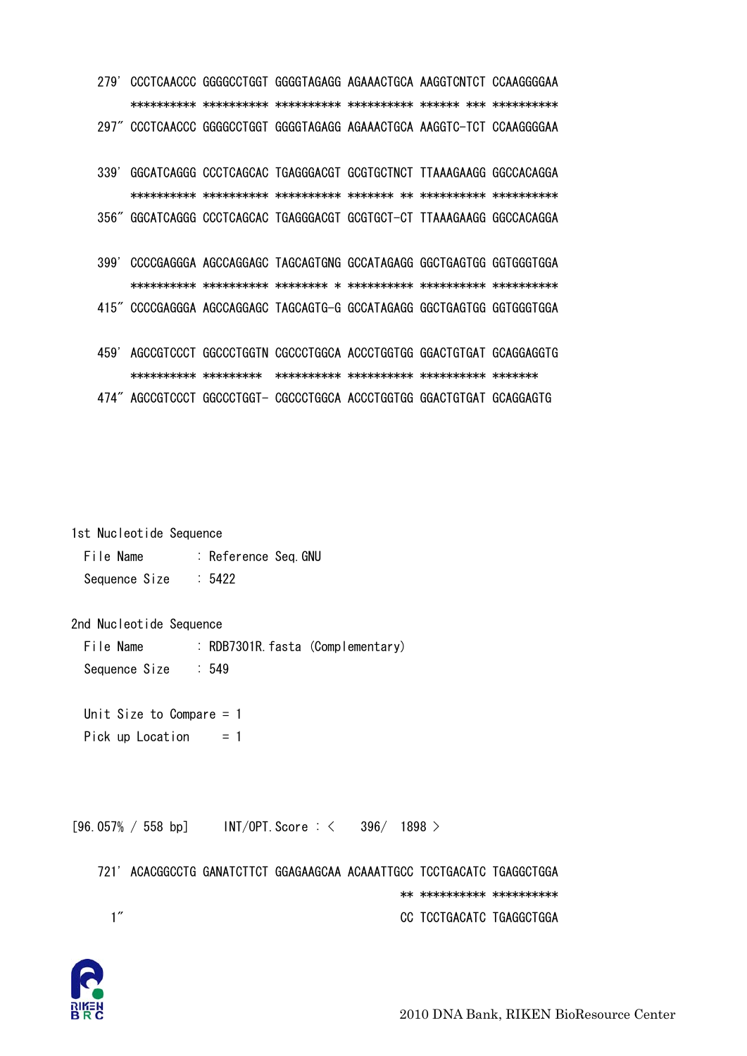```
279' CCCTCAACCC GGGGCCTGGT GGGGTAGAGG AGAAACTGCA AAGGTCNTCT CCAAGGGGAA
     ********** ********** ********** ********** ****** *** **********
297" CCCTCAACCC GGGGCCTGGT GGGGTAGAGG AGAAACTGCA AAGGTC-TCT CCAAGGGGAA

339' GGCATCAGGG CCCTCAGCAC TGAGGGACGT GCGTGCTNCT TTAAAGAAGG GGCCACAGGA
     ********** ********** ********** ******* ** ********** **********
356" GGCATCAGGG CCCTCAGCAC TGAGGGACGT GCGTGCT-CT TTAAAGAAGG GGCCACAGGA

399' CCCCGAGGGA AGCCAGGAGC TAGCAGTGNG GCCATAGAGG GGCTGAGTGG GGTGGGTGGA
     ********** ********** ******** * ********** ********** **********
415" CCCCGAGGGA AGCCAGGAGC TAGCAGTG-G GCCATAGAGG GGCTGAGTGG GGTGGGTGGA

459' AGCCGTCCCT GGCCCTGGTN CGCCCTGGCA ACCCTGGTGG GGACTGTGAT GCAGGAGGTG
     ********** *********  ********** ********** ********** *******
474" AGCCGTCCCT GGCCCTGGT- CGCCCTGGCA ACCCTGGTGG GGACTGTGAT GCAGGAGTG
```

1st Nucleotide Sequence
  File Name      : Reference Seq.GNU
  Sequence Size  : 5422

2nd Nucleotide Sequence
  File Name      : RDB7301R.fasta (Complementary)
  Sequence Size  : 549

  Unit Size to Compare = 1
  Pick up Location     = 1

[96.057% / 558 bp]    INT/OPT.Score : <   396/  1898 >

```
721' ACACGGCCTG GANATCTTCT GGAGAAGCAA ACAAATTGCC TCCTGACATC TGAGGCTGGA
                                             ** ********** **********
  1"                                         CC TCCTGACATC TGAGGCTGGA
```

2010 DNA Bank, RIKEN BioResource Center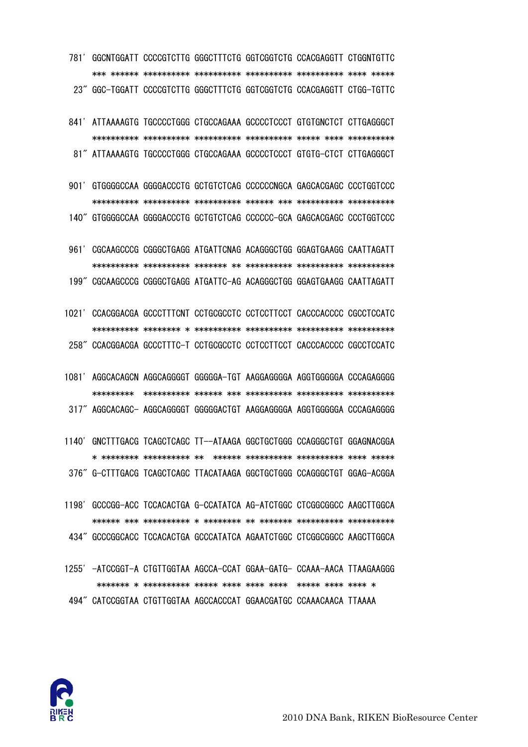```
781'  GGCNTGGATT CCCCGTCTTG GGGCTTTCTG GGTCGGTCTG CCACGAGGTT CTGGNTGTTC
      *** ****** ********** ********** ********** ********** **** *****
 23"  GGC-TGGATT CCCCGTCTTG GGGCTTTCTG GGTCGGTCTG CCACGAGGTT CTGG-TGTTC

841'  ATTAAAAGTG TGCCCCTGGG CTGCCAGAAA GCCCCTCCCT GTGTGNCTCT CTTGAGGGCT
      ********** ********** ********** ********** ***** **** **********
 81"  ATTAAAAGTG TGCCCCTGGG CTGCCAGAAA GCCCCTCCCT GTGTG-CTCT CTTGAGGGCT

901'  GTGGGGCCAA GGGGACCCTG GCTGTCTCAG CCCCCCNGCA GAGCACGAGC CCCTGGTCCC
      ********** ********** ********** ****** *** ********** **********
140"  GTGGGGCCAA GGGGACCCTG GCTGTCTCAG CCCCCC-GCA GAGCACGAGC CCCTGGTCCC

961'  CGCAAGCCCG CGGGCTGAGG ATGATTCNAG ACAGGGCTGG GGAGTGAAGG CAATTAGATT
      ********** ********** ******* ** ********** ********** **********
199"  CGCAAGCCCG CGGGCTGAGG ATGATTC-AG ACAGGGCTGG GGAGTGAAGG CAATTAGATT

1021' CCACGGACGA GCCCTTTCNT CCTGCGCCTC CCTCCTTCCT CACCCACCCC CGCCTCCATC
      ********** ******** * ********** ********** ********** **********
258"  CCACGGACGA GCCCTTTC-T CCTGCGCCTC CCTCCTTCCT CACCCACCCC CGCCTCCATC

1081' AGGCACAGCN AGGCAGGGGT GGGGGA-TGT AAGGAGGGGA AGGTGGGGGA CCCAGAGGGG
      *********  ********** ****** *** ********** ********** **********
317"  AGGCACAGC- AGGCAGGGGT GGGGGACTGT AAGGAGGGGA AGGTGGGGGA CCCAGAGGGG

1140' GNCTTTGACG TCAGCTCAGC TT--ATAAGA GGCTGCTGGG CCAGGGCTGT GGAGNACGGA
      * ******** ********** **  ****** ********** ********** **** *****
376"  G-CTTTGACG TCAGCTCAGC TTACATAAGA GGCTGCTGGG CCAGGGCTGT GGAG-ACGGA

1198' GCCCGG-ACC TCCACACTGA G-CCATATCA AG-ATCTGGC CTCGGCGGCC AAGCTTGGCA
      ****** *** ********** * ******** ** ******* ********** **********
434"  GCCCGGCACC TCCACACTGA GCCCATATCA AGAATCTGGC CTCGGCGGCC AAGCTTGGCA

1255' -ATCCGGT-A CTGTTGGTAA AGCCA-CCAT GGAA-GATG- CCAAA-AACA TTAAGAAGGG
       ******* * ********** ***** **** **** ****  ***** **** **** *
494"  CATCCGGTAA CTGTTGGTAA AGCCACCCAT GGAACGATGC CCAAACAACA TTAAAA
```

2010 DNA Bank, RIKEN BioResource Center